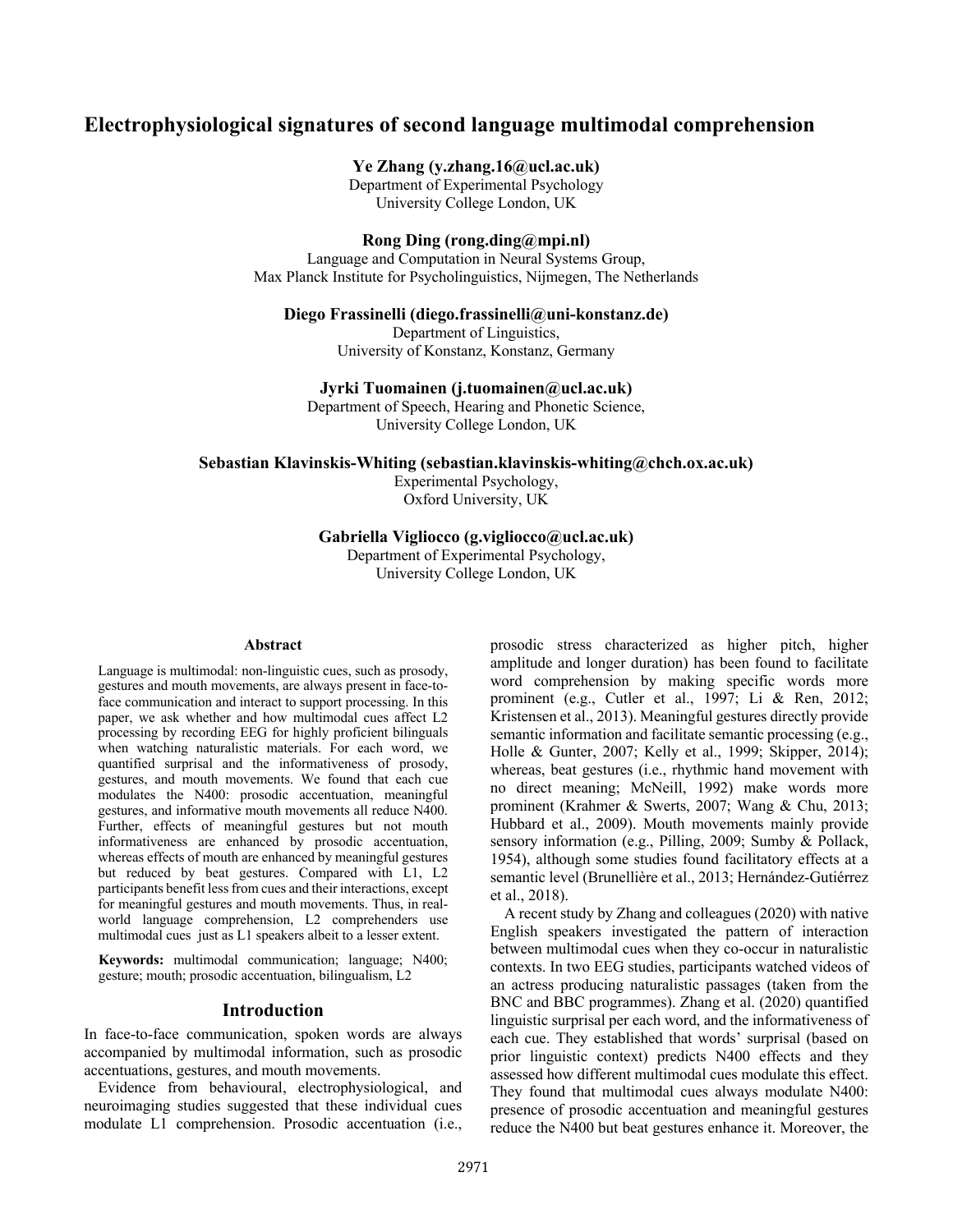# Electrophysiological signatures of second language multimodal comprehension

**Ye Zhang (y.zhang.16@ucl.ac.uk)**
Department of Experimental Psychology
University College London, UK

**Rong Ding (rong.ding@mpi.nl)**
Language and Computation in Neural Systems Group,
Max Planck Institute for Psycholinguistics, Nijmegen, The Netherlands

**Diego Frassinelli (diego.frassinelli@uni-konstanz.de)**
Department of Linguistics,
University of Konstanz, Konstanz, Germany

**Jyrki Tuomainen (j.tuomainen@ucl.ac.uk)**
Department of Speech, Hearing and Phonetic Science,
University College London, UK

**Sebastian Klavinskis-Whiting (sebastian.klavinskis-whiting@chch.ox.ac.uk)**
Experimental Psychology,
Oxford University, UK

**Gabriella Vigliocco (g.vigliocco@ucl.ac.uk)**
Department of Experimental Psychology,
University College London, UK

## Abstract

Language is multimodal: non-linguistic cues, such as prosody, gestures and mouth movements, are always present in face-to-face communication and interact to support processing. In this paper, we ask whether and how multimodal cues affect L2 processing by recording EEG for highly proficient bilinguals when watching naturalistic materials. For each word, we quantified surprisal and the informativeness of prosody, gestures, and mouth movements. We found that each cue modulates the N400: prosodic accentuation, meaningful gestures, and informative mouth movements all reduce N400. Further, effects of meaningful gestures but not mouth informativeness are enhanced by prosodic accentuation, whereas effects of mouth are enhanced by meaningful gestures but reduced by beat gestures. Compared with L1, L2 participants benefit less from cues and their interactions, except for meaningful gestures and mouth movements. Thus, in real-world language comprehension, L2 comprehenders use multimodal cues just as L1 speakers albeit to a lesser extent.

**Keywords:** multimodal communication; language; N400; gesture; mouth; prosodic accentuation, bilingualism, L2

## Introduction

In face-to-face communication, spoken words are always accompanied by multimodal information, such as prosodic accentuations, gestures, and mouth movements.

Evidence from behavioural, electrophysiological, and neuroimaging studies suggested that these individual cues modulate L1 comprehension. Prosodic accentuation (i.e., prosodic stress characterized as higher pitch, higher amplitude and longer duration) has been found to facilitate word comprehension by making specific words more prominent (e.g., Cutler et al., 1997; Li & Ren, 2012; Kristensen et al., 2013). Meaningful gestures directly provide semantic information and facilitate semantic processing (e.g., Holle & Gunter, 2007; Kelly et al., 1999; Skipper, 2014); whereas, beat gestures (i.e., rhythmic hand movement with no direct meaning; McNeill, 1992) make words more prominent (Krahmer & Swerts, 2007; Wang & Chu, 2013; Hubbard et al., 2009). Mouth movements mainly provide sensory information (e.g., Pilling, 2009; Sumby & Pollack, 1954), although some studies found facilitatory effects at a semantic level (Brunellière et al., 2013; Hernández-Gutiérrez et al., 2018).

A recent study by Zhang and colleagues (2020) with native English speakers investigated the pattern of interaction between multimodal cues when they co-occur in naturalistic contexts. In two EEG studies, participants watched videos of an actress producing naturalistic passages (taken from the BNC and BBC programmes). Zhang et al. (2020) quantified linguistic surprisal per each word, and the informativeness of each cue. They established that words' surprisal (based on prior linguistic context) predicts N400 effects and they assessed how different multimodal cues modulate this effect. They found that multimodal cues always modulate N400: presence of prosodic accentuation and meaningful gestures reduce the N400 but beat gestures enhance it. Moreover, the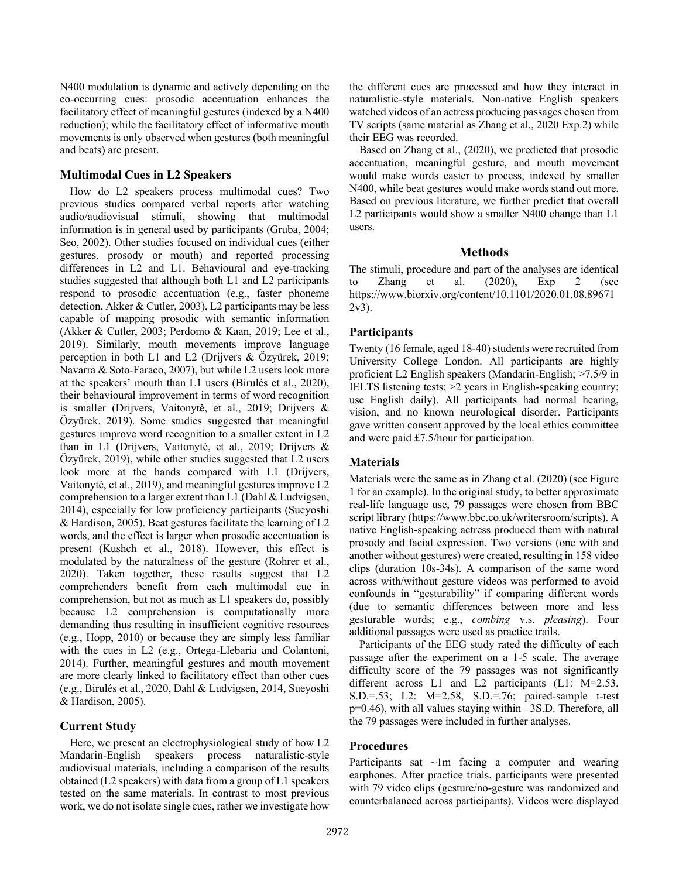N400 modulation is dynamic and actively depending on the co-occurring cues: prosodic accentuation enhances the facilitatory effect of meaningful gestures (indexed by a N400 reduction); while the facilitatory effect of informative mouth movements is only observed when gestures (both meaningful and beats) are present.

### Multimodal Cues in L2 Speakers

How do L2 speakers process multimodal cues? Two previous studies compared verbal reports after watching audio/audiovisual stimuli, showing that multimodal information is in general used by participants (Gruba, 2004; Seo, 2002). Other studies focused on individual cues (either gestures, prosody or mouth) and reported processing differences in L2 and L1. Behavioural and eye-tracking studies suggested that although both L1 and L2 participants respond to prosodic accentuation (e.g., faster phoneme detection, Akker & Cutler, 2003), L2 participants may be less capable of mapping prosodic with semantic information (Akker & Cutler, 2003; Perdomo & Kaan, 2019; Lee et al., 2019). Similarly, mouth movements improve language perception in both L1 and L2 (Drijvers & Özyürek, 2019; Navarra & Soto-Faraco, 2007), but while L2 users look more at the speakers' mouth than L1 users (Birulés et al., 2020), their behavioural improvement in terms of word recognition is smaller (Drijvers, Vaitonytė, et al., 2019; Drijvers & Özyürek, 2019). Some studies suggested that meaningful gestures improve word recognition to a smaller extent in L2 than in L1 (Drijvers, Vaitonytė, et al., 2019; Drijvers & Özyürek, 2019), while other studies suggested that L2 users look more at the hands compared with L1 (Drijvers, Vaitonytė, et al., 2019), and meaningful gestures improve L2 comprehension to a larger extent than L1 (Dahl & Ludvigsen, 2014), especially for low proficiency participants (Sueyoshi & Hardison, 2005). Beat gestures facilitate the learning of L2 words, and the effect is larger when prosodic accentuation is present (Kushch et al., 2018). However, this effect is modulated by the naturalness of the gesture (Rohrer et al., 2020). Taken together, these results suggest that L2 comprehenders benefit from each multimodal cue in comprehension, but not as much as L1 speakers do, possibly because L2 comprehension is computationally more demanding thus resulting in insufficient cognitive resources (e.g., Hopp, 2010) or because they are simply less familiar with the cues in L2 (e.g., Ortega-Llebaria and Colantoni, 2014). Further, meaningful gestures and mouth movement are more clearly linked to facilitatory effect than other cues (e.g., Birulés et al., 2020, Dahl & Ludvigsen, 2014, Sueyoshi & Hardison, 2005).

### Current Study

Here, we present an electrophysiological study of how L2 Mandarin-English speakers process naturalistic-style audiovisual materials, including a comparison of the results obtained (L2 speakers) with data from a group of L1 speakers tested on the same materials. In contrast to most previous work, we do not isolate single cues, rather we investigate how the different cues are processed and how they interact in naturalistic-style materials. Non-native English speakers watched videos of an actress producing passages chosen from TV scripts (same material as Zhang et al., 2020 Exp.2) while their EEG was recorded.

Based on Zhang et al., (2020), we predicted that prosodic accentuation, meaningful gesture, and mouth movement would make words easier to process, indexed by smaller N400, while beat gestures would make words stand out more. Based on previous literature, we further predict that overall L2 participants would show a smaller N400 change than L1 users.

## Methods

The stimuli, procedure and part of the analyses are identical to Zhang et al. (2020), Exp 2 (see https://www.biorxiv.org/content/10.1101/2020.01.08.896712v3).

### Participants

Twenty (16 female, aged 18-40) students were recruited from University College London. All participants are highly proficient L2 English speakers (Mandarin-English; >7.5/9 in IELTS listening tests; >2 years in English-speaking country; use English daily). All participants had normal hearing, vision, and no known neurological disorder. Participants gave written consent approved by the local ethics committee and were paid £7.5/hour for participation.

### Materials

Materials were the same as in Zhang et al. (2020) (see Figure 1 for an example). In the original study, to better approximate real-life language use, 79 passages were chosen from BBC script library (https://www.bbc.co.uk/writersroom/scripts). A native English-speaking actress produced them with natural prosody and facial expression. Two versions (one with and another without gestures) were created, resulting in 158 video clips (duration 10s-34s). A comparison of the same word across with/without gesture videos was performed to avoid confounds in "gesturability" if comparing different words (due to semantic differences between more and less gesturable words; e.g., *combing* v.s. *pleasing*). Four additional passages were used as practice trails.

Participants of the EEG study rated the difficulty of each passage after the experiment on a 1-5 scale. The average difficulty score of the 79 passages was not significantly different across L1 and L2 participants (L1: M=2.53, S.D.=.53; L2: M=2.58, S.D.=.76; paired-sample t-test p=0.46), with all values staying within ±3S.D. Therefore, all the 79 passages were included in further analyses.

### Procedures

Participants sat ~1m facing a computer and wearing earphones. After practice trials, participants were presented with 79 video clips (gesture/no-gesture was randomized and counterbalanced across participants). Videos were displayed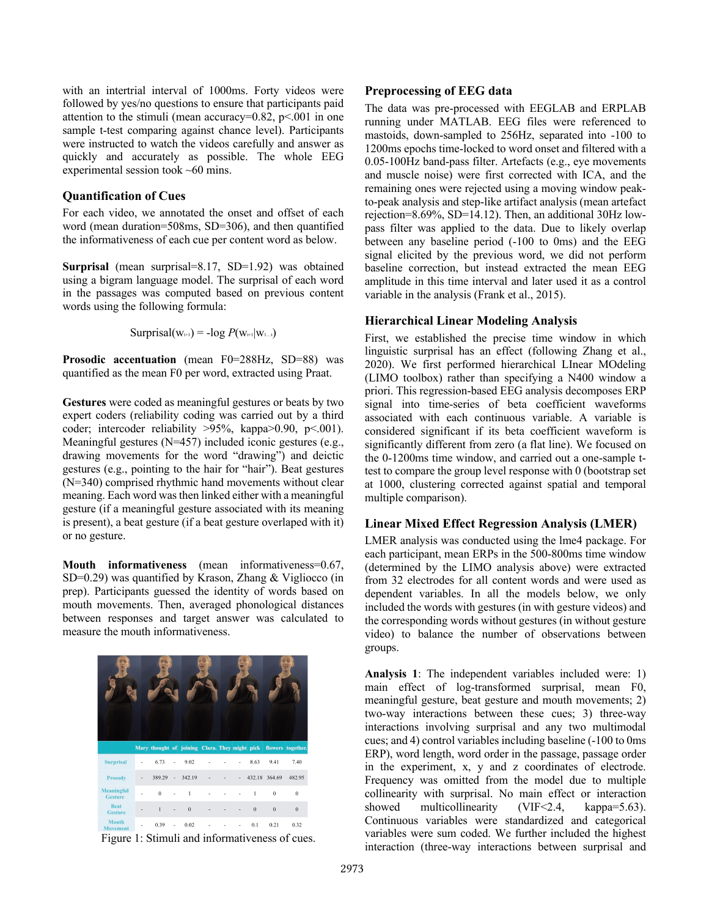with an intertrial interval of 1000ms. Forty videos were followed by yes/no questions to ensure that participants paid attention to the stimuli (mean accuracy=0.82, p<.001 in one sample t-test comparing against chance level). Participants were instructed to watch the videos carefully and answer as quickly and accurately as possible. The whole EEG experimental session took ~60 mins.

## Quantification of Cues

For each video, we annotated the onset and offset of each word (mean duration=508ms, SD=306), and then quantified the informativeness of each cue per content word as below.

**Surprisal** (mean surprisal=8.17, SD=1.92) was obtained using a bigram language model. The surprisal of each word in the passages was computed based on previous content words using the following formula:

$$\text{Surprisal}(w_{t+1}) = -\log P(w_{t+1}|w_{1\ldots t})$$

**Prosodic accentuation** (mean F0=288Hz, SD=88) was quantified as the mean F0 per word, extracted using Praat.

**Gestures** were coded as meaningful gestures or beats by two expert coders (reliability coding was carried out by a third coder; intercoder reliability >95%, kappa>0.90, p<.001). Meaningful gestures (N=457) included iconic gestures (e.g., drawing movements for the word "drawing") and deictic gestures (e.g., pointing to the hair for "hair"). Beat gestures (N=340) comprised rhythmic hand movements without clear meaning. Each word was then linked either with a meaningful gesture (if a meaningful gesture associated with its meaning is present), a beat gesture (if a beat gesture overlaped with it) or no gesture.

**Mouth informativeness** (mean informativeness=0.67, SD=0.29) was quantified by Krason, Zhang & Vigliocco (in prep). Participants guessed the identity of words based on mouth movements. Then, averaged phonological distances between responses and target answer was calculated to measure the mouth informativeness.

| | Mary | thought | of | joining | Clara. | They | might | pick | flowers | together. |
|---|---|---|---|---|---|---|---|---|---|---|
| Surprisal | - | 6.73 | - | 9.02 | - | - | - | 8.63 | 9.41 | 7.40 |
| Prosody | - | 389.29 | - | 342.19 | - | - | - | 432.18 | 364.69 | 482.95 |
| Meaningful Gesture | - | 0 | - | 1 | - | - | - | 1 | 0 | 0 |
| Beat Gesture | - | 1 | - | 0 | - | - | - | 0 | 0 | 0 |
| Mouth Movement | - | 0.39 | - | 0.02 | - | - | - | 0.1 | 0.21 | 0.32 |

Figure 1: Stimuli and informativeness of cues.

## Preprocessing of EEG data

The data was pre-processed with EEGLAB and ERPLAB running under MATLAB. EEG files were referenced to mastoids, down-sampled to 256Hz, separated into -100 to 1200ms epochs time-locked to word onset and filtered with a 0.05-100Hz band-pass filter. Artefacts (e.g., eye movements and muscle noise) were first corrected with ICA, and the remaining ones were rejected using a moving window peak-to-peak analysis and step-like artifact analysis (mean artefact rejection=8.69%, SD=14.12). Then, an additional 30Hz low-pass filter was applied to the data. Due to likely overlap between any baseline period (-100 to 0ms) and the EEG signal elicited by the previous word, we did not perform baseline correction, but instead extracted the mean EEG amplitude in this time interval and later used it as a control variable in the analysis (Frank et al., 2015).

## Hierarchical Linear Modeling Analysis

First, we established the precise time window in which linguistic surprisal has an effect (following Zhang et al., 2020). We first performed hierarchical LInear MOdeling (LIMO toolbox) rather than specifying a N400 window a priori. This regression-based EEG analysis decomposes ERP signal into time-series of beta coefficient waveforms associated with each continuous variable. A variable is considered significant if its beta coefficient waveform is significantly different from zero (a flat line). We focused on the 0-1200ms time window, and carried out a one-sample t-test to compare the group level response with 0 (bootstrap set at 1000, clustering corrected against spatial and temporal multiple comparison).

## Linear Mixed Effect Regression Analysis (LMER)

LMER analysis was conducted using the lme4 package. For each participant, mean ERPs in the 500-800ms time window (determined by the LIMO analysis above) were extracted from 32 electrodes for all content words and were used as dependent variables. In all the models below, we only included the words with gestures (in with gesture videos) and the corresponding words without gestures (in without gesture video) to balance the number of observations between groups.

**Analysis 1**: The independent variables included were: 1) main effect of log-transformed surprisal, mean F0, meaningful gesture, beat gesture and mouth movements; 2) two-way interactions between these cues; 3) three-way interactions involving surprisal and any two multimodal cues; and 4) control variables including baseline (-100 to 0ms ERP), word length, word order in the passage, passage order in the experiment, x, y and z coordinates of electrode. Frequency was omitted from the model due to multiple collinearity with surprisal. No main effect or interaction showed multicollinearity (VIF<2.4, kappa=5.63). Continuous variables were standardized and categorical variables were sum coded. We further included the highest interaction (three-way interactions between surprisal and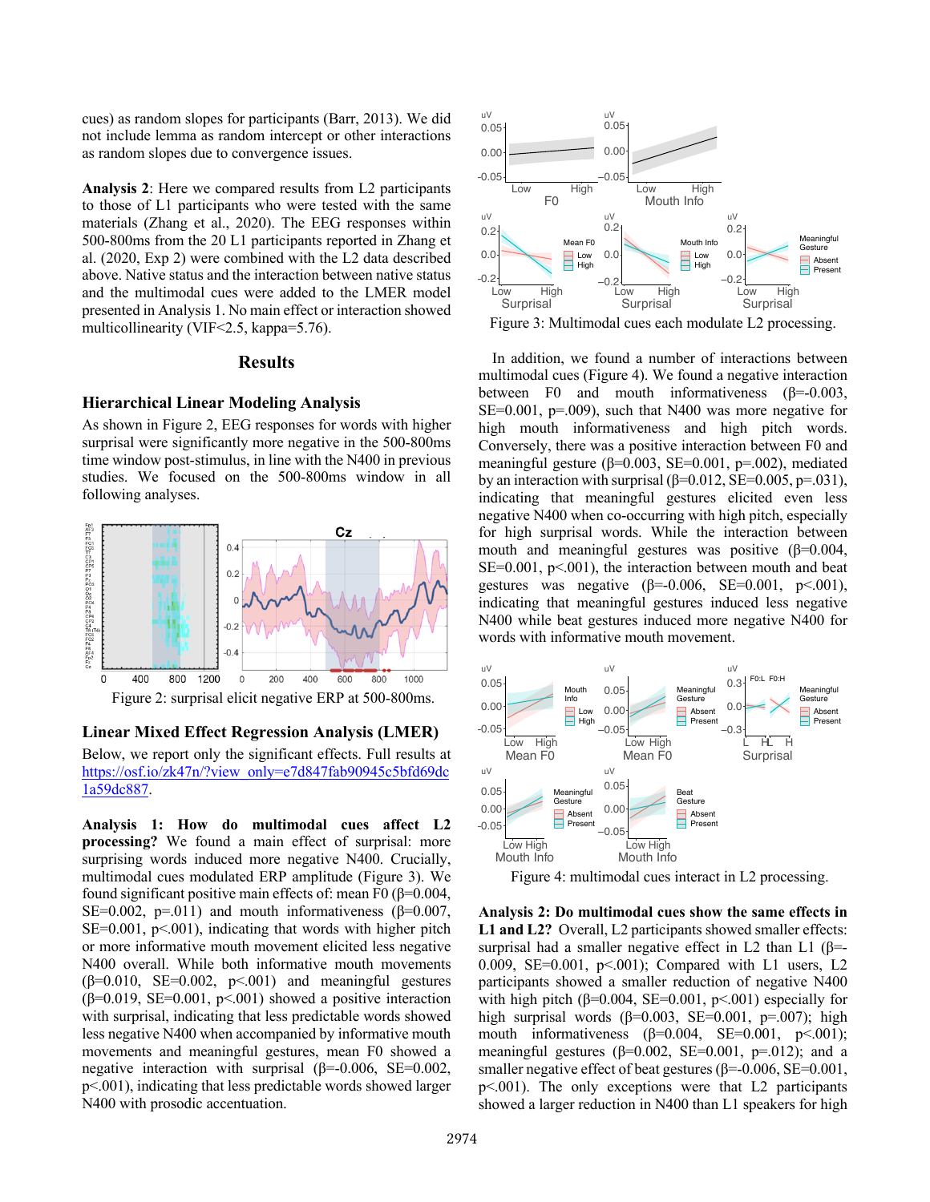cues) as random slopes for participants (Barr, 2013). We did not include lemma as random intercept or other interactions as random slopes due to convergence issues.

**Analysis 2**: Here we compared results from L2 participants to those of L1 participants who were tested with the same materials (Zhang et al., 2020). The EEG responses within 500-800ms from the 20 L1 participants reported in Zhang et al. (2020, Exp 2) were combined with the L2 data described above. Native status and the interaction between native status and the multimodal cues were added to the LMER model presented in Analysis 1. No main effect or interaction showed multicollinearity (VIF<2.5, kappa=5.76).

## Results

### Hierarchical Linear Modeling Analysis

As shown in Figure 2, EEG responses for words with higher surprisal were significantly more negative in the 500-800ms time window post-stimulus, in line with the N400 in previous studies. We focused on the 500-800ms window in all following analyses.

Figure 2: surprisal elicit negative ERP at 500-800ms.

### Linear Mixed Effect Regression Analysis (LMER)

Below, we report only the significant effects. Full results at https://osf.io/zk47n/?view_only=e7d847fab90945c5bfd69dc1a59dc887.

**Analysis 1: How do multimodal cues affect L2 processing?** We found a main effect of surprisal: more surprising words induced more negative N400. Crucially, multimodal cues modulated ERP amplitude (Figure 3). We found significant positive main effects of: mean F0 (β=0.004, SE=0.002, p=.011) and mouth informativeness (β=0.007, SE=0.001, p<.001), indicating that words with higher pitch or more informative mouth movement elicited less negative N400 overall. While both informative mouth movements (β=0.010, SE=0.002, p<.001) and meaningful gestures (β=0.019, SE=0.001, p<.001) showed a positive interaction with surprisal, indicating that less predictable words showed less negative N400 when accompanied by informative mouth movements and meaningful gestures, mean F0 showed a negative interaction with surprisal (β=-0.006, SE=0.002, p<.001), indicating that less predictable words showed larger N400 with prosodic accentuation.

Figure 3: Multimodal cues each modulate L2 processing.

In addition, we found a number of interactions between multimodal cues (Figure 4). We found a negative interaction between F0 and mouth informativeness (β=-0.003, SE=0.001, p=.009), such that N400 was more negative for high mouth informativeness and high pitch words. Conversely, there was a positive interaction between F0 and meaningful gesture (β=0.003, SE=0.001, p=.002), mediated by an interaction with surprisal (β=0.012, SE=0.005, p=.031), indicating that meaningful gestures elicited even less negative N400 when co-occurring with high pitch, especially for high surprisal words. While the interaction between mouth and meaningful gestures was positive (β=0.004, SE=0.001, p<.001), the interaction between mouth and beat gestures was negative (β=-0.006, SE=0.001, p<.001), indicating that meaningful gestures induced less negative N400 while beat gestures induced more negative N400 for words with informative mouth movement.

Figure 4: multimodal cues interact in L2 processing.

**Analysis 2: Do multimodal cues show the same effects in L1 and L2?** Overall, L2 participants showed smaller effects: surprisal had a smaller negative effect in L2 than L1 (β=-0.009, SE=0.001, p<.001); Compared with L1 users, L2 participants showed a smaller reduction of negative N400 with high pitch (β=0.004, SE=0.001, p<.001) especially for high surprisal words (β=0.003, SE=0.001, p=.007); high mouth informativeness (β=0.004, SE=0.001, p<.001); meaningful gestures (β=0.002, SE=0.001, p=.012); and a smaller negative effect of beat gestures (β=-0.006, SE=0.001, p<.001). The only exceptions were that L2 participants showed a larger reduction in N400 than L1 speakers for high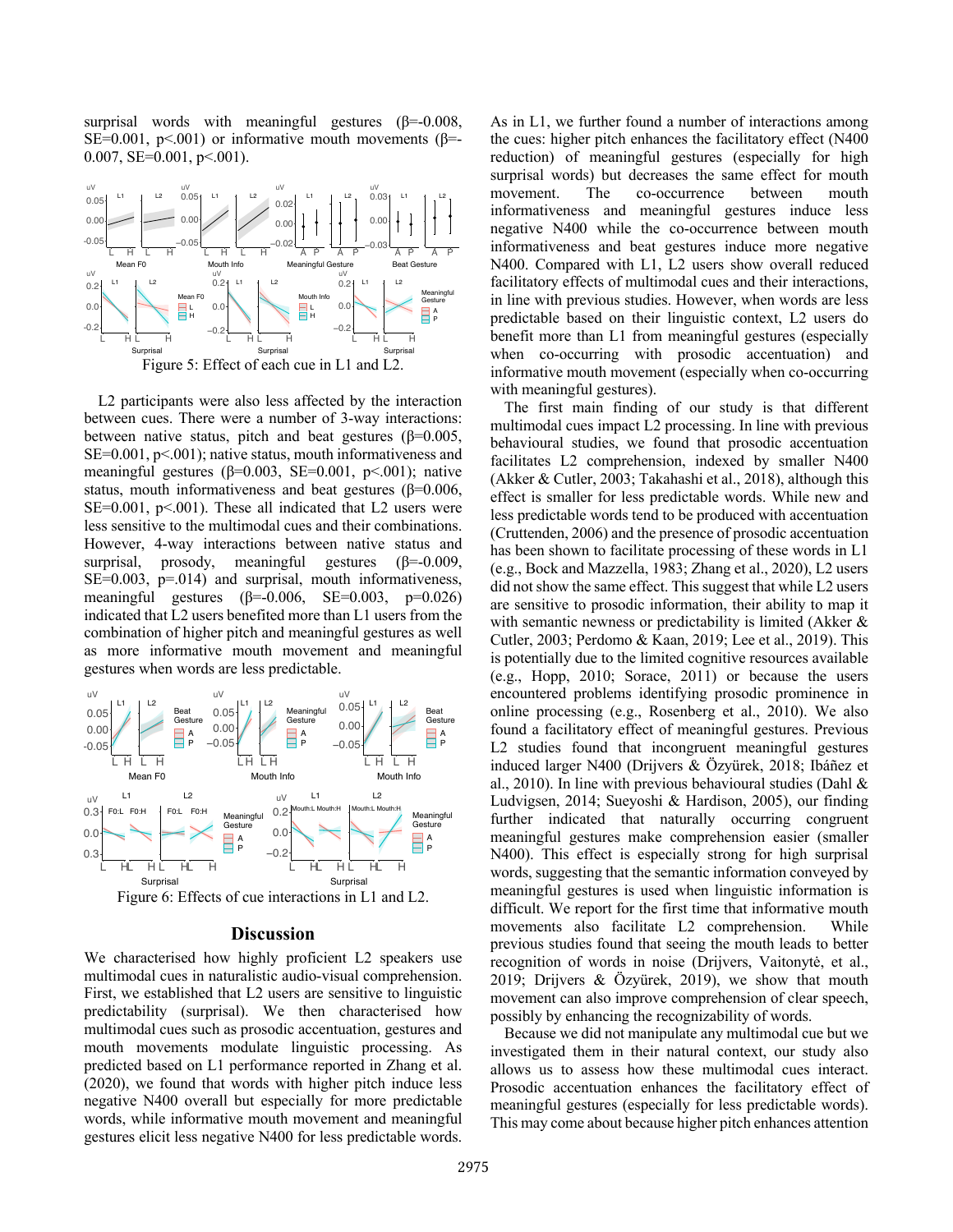surprisal words with meaningful gestures (β=-0.008, SE=0.001, p<.001) or informative mouth movements (β=-0.007, SE=0.001, p<.001).

Figure 5: Effect of each cue in L1 and L2.

L2 participants were also less affected by the interaction between cues. There were a number of 3-way interactions: between native status, pitch and beat gestures (β=0.005, SE=0.001, p<.001); native status, mouth informativeness and meaningful gestures (β=0.003, SE=0.001, p<.001); native status, mouth informativeness and beat gestures (β=0.006, SE=0.001, p<.001). These all indicated that L2 users were less sensitive to the multimodal cues and their combinations. However, 4-way interactions between native status and surprisal, prosody, meaningful gestures (β=-0.009, SE=0.003, p=.014) and surprisal, mouth informativeness, meaningful gestures (β=-0.006, SE=0.003, p=0.026) indicated that L2 users benefited more than L1 users from the combination of higher pitch and meaningful gestures as well as more informative mouth movement and meaningful gestures when words are less predictable.

Figure 6: Effects of cue interactions in L1 and L2.

## Discussion

We characterised how highly proficient L2 speakers use multimodal cues in naturalistic audio-visual comprehension. First, we established that L2 users are sensitive to linguistic predictability (surprisal). We then characterised how multimodal cues such as prosodic accentuation, gestures and mouth movements modulate linguistic processing. As predicted based on L1 performance reported in Zhang et al. (2020), we found that words with higher pitch induce less negative N400 overall but especially for more predictable words, while informative mouth movement and meaningful gestures elicit less negative N400 for less predictable words.

As in L1, we further found a number of interactions among the cues: higher pitch enhances the facilitatory effect (N400 reduction) of meaningful gestures (especially for high surprisal words) but decreases the same effect for mouth movement. The co-occurrence between mouth informativeness and meaningful gestures induce less negative N400 while the co-occurrence between mouth informativeness and beat gestures induce more negative N400. Compared with L1, L2 users show overall reduced facilitatory effects of multimodal cues and their interactions, in line with previous studies. However, when words are less predictable based on their linguistic context, L2 users do benefit more than L1 from meaningful gestures (especially when co-occurring with prosodic accentuation) and informative mouth movement (especially when co-occurring with meaningful gestures).

The first main finding of our study is that different multimodal cues impact L2 processing. In line with previous behavioural studies, we found that prosodic accentuation facilitates L2 comprehension, indexed by smaller N400 (Akker & Cutler, 2003; Takahashi et al., 2018), although this effect is smaller for less predictable words. While new and less predictable words tend to be produced with accentuation (Cruttenden, 2006) and the presence of prosodic accentuation has been shown to facilitate processing of these words in L1 (e.g., Bock and Mazzella, 1983; Zhang et al., 2020), L2 users did not show the same effect. This suggest that while L2 users are sensitive to prosodic information, their ability to map it with semantic newness or predictability is limited (Akker & Cutler, 2003; Perdomo & Kaan, 2019; Lee et al., 2019). This is potentially due to the limited cognitive resources available (e.g., Hopp, 2010; Sorace, 2011) or because the users encountered problems identifying prosodic prominence in online processing (e.g., Rosenberg et al., 2010). We also found a facilitatory effect of meaningful gestures. Previous L2 studies found that incongruent meaningful gestures induced larger N400 (Drijvers & Özyürek, 2018; Ibáñez et al., 2010). In line with previous behavioural studies (Dahl & Ludvigsen, 2014; Sueyoshi & Hardison, 2005), our finding further indicated that naturally occurring congruent meaningful gestures make comprehension easier (smaller N400). This effect is especially strong for high surprisal words, suggesting that the semantic information conveyed by meaningful gestures is used when linguistic information is difficult. We report for the first time that informative mouth movements also facilitate L2 comprehension. While previous studies found that seeing the mouth leads to better recognition of words in noise (Drijvers, Vaitonytė, et al., 2019; Drijvers & Özyürek, 2019), we show that mouth movement can also improve comprehension of clear speech, possibly by enhancing the recognizability of words.

Because we did not manipulate any multimodal cue but we investigated them in their natural context, our study also allows us to assess how these multimodal cues interact. Prosodic accentuation enhances the facilitatory effect of meaningful gestures (especially for less predictable words). This may come about because higher pitch enhances attention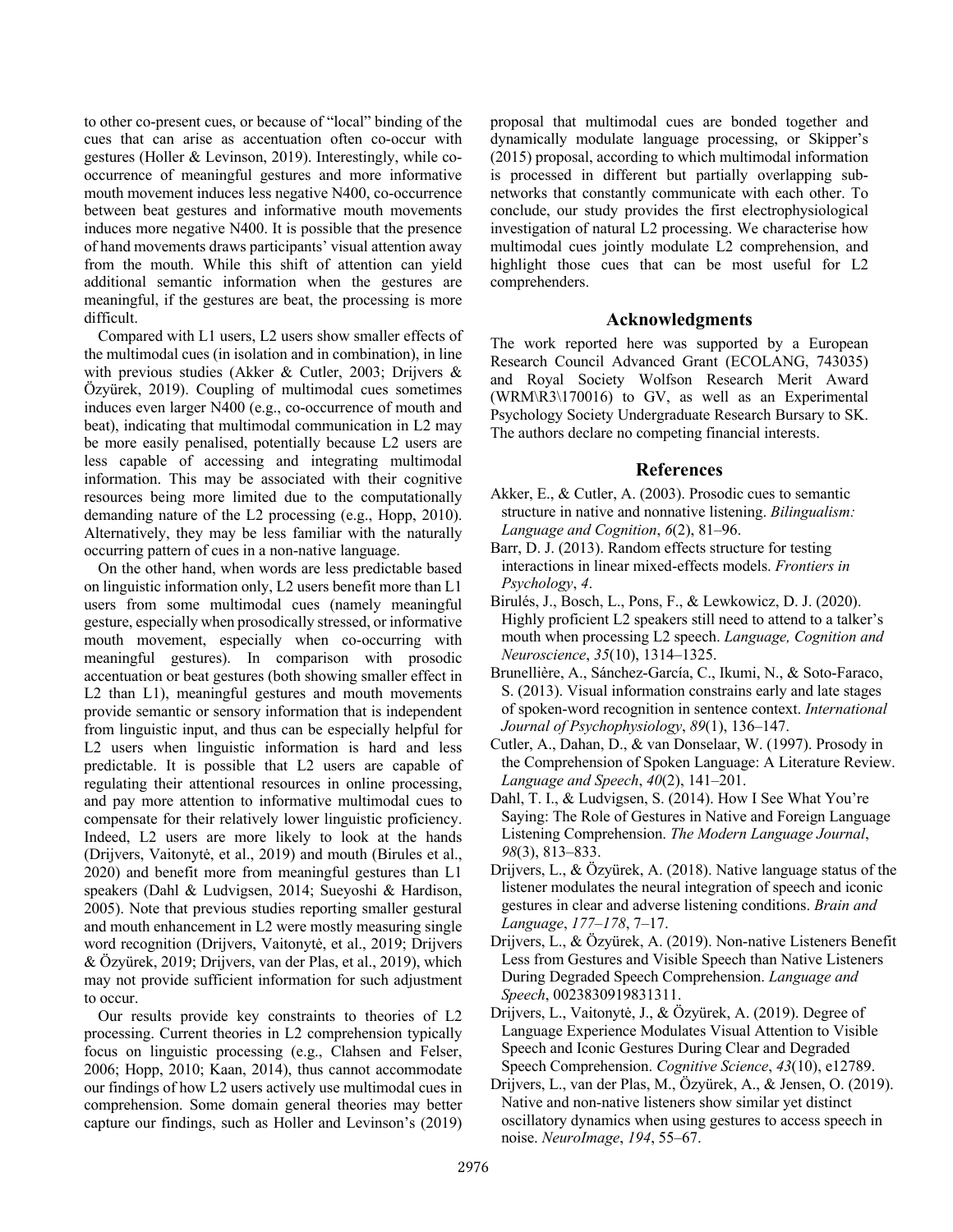to other co-present cues, or because of "local" binding of the cues that can arise as accentuation often co-occur with gestures (Holler & Levinson, 2019). Interestingly, while co-occurrence of meaningful gestures and more informative mouth movement induces less negative N400, co-occurrence between beat gestures and informative mouth movements induces more negative N400. It is possible that the presence of hand movements draws participants' visual attention away from the mouth. While this shift of attention can yield additional semantic information when the gestures are meaningful, if the gestures are beat, the processing is more difficult.

Compared with L1 users, L2 users show smaller effects of the multimodal cues (in isolation and in combination), in line with previous studies (Akker & Cutler, 2003; Drijvers & Özyürek, 2019). Coupling of multimodal cues sometimes induces even larger N400 (e.g., co-occurrence of mouth and beat), indicating that multimodal communication in L2 may be more easily penalised, potentially because L2 users are less capable of accessing and integrating multimodal information. This may be associated with their cognitive resources being more limited due to the computationally demanding nature of the L2 processing (e.g., Hopp, 2010). Alternatively, they may be less familiar with the naturally occurring pattern of cues in a non-native language.

On the other hand, when words are less predictable based on linguistic information only, L2 users benefit more than L1 users from some multimodal cues (namely meaningful gesture, especially when prosodically stressed, or informative mouth movement, especially when co-occurring with meaningful gestures). In comparison with prosodic accentuation or beat gestures (both showing smaller effect in L2 than L1), meaningful gestures and mouth movements provide semantic or sensory information that is independent from linguistic input, and thus can be especially helpful for L2 users when linguistic information is hard and less predictable. It is possible that L2 users are capable of regulating their attentional resources in online processing, and pay more attention to informative multimodal cues to compensate for their relatively lower linguistic proficiency. Indeed, L2 users are more likely to look at the hands (Drijvers, Vaitonytė, et al., 2019) and mouth (Birules et al., 2020) and benefit more from meaningful gestures than L1 speakers (Dahl & Ludvigsen, 2014; Sueyoshi & Hardison, 2005). Note that previous studies reporting smaller gestural and mouth enhancement in L2 were mostly measuring single word recognition (Drijvers, Vaitonytė, et al., 2019; Drijvers & Özyürek, 2019; Drijvers, van der Plas, et al., 2019), which may not provide sufficient information for such adjustment to occur.

Our results provide key constraints to theories of L2 processing. Current theories in L2 comprehension typically focus on linguistic processing (e.g., Clahsen and Felser, 2006; Hopp, 2010; Kaan, 2014), thus cannot accommodate our findings of how L2 users actively use multimodal cues in comprehension. Some domain general theories may better capture our findings, such as Holler and Levinson's (2019) proposal that multimodal cues are bonded together and dynamically modulate language processing, or Skipper's (2015) proposal, according to which multimodal information is processed in different but partially overlapping sub-networks that constantly communicate with each other. To conclude, our study provides the first electrophysiological investigation of natural L2 processing. We characterise how multimodal cues jointly modulate L2 comprehension, and highlight those cues that can be most useful for L2 comprehenders.

## Acknowledgments

The work reported here was supported by a European Research Council Advanced Grant (ECOLANG, 743035) and Royal Society Wolfson Research Merit Award (WRM\R3\170016) to GV, as well as an Experimental Psychology Society Undergraduate Research Bursary to SK. The authors declare no competing financial interests.

## References

Akker, E., & Cutler, A. (2003). Prosodic cues to semantic structure in native and nonnative listening. *Bilingualism: Language and Cognition*, *6*(2), 81–96.

Barr, D. J. (2013). Random effects structure for testing interactions in linear mixed-effects models. *Frontiers in Psychology*, *4*.

Birulés, J., Bosch, L., Pons, F., & Lewkowicz, D. J. (2020). Highly proficient L2 speakers still need to attend to a talker's mouth when processing L2 speech. *Language, Cognition and Neuroscience*, *35*(10), 1314–1325.

Brunellière, A., Sánchez-García, C., Ikumi, N., & Soto-Faraco, S. (2013). Visual information constrains early and late stages of spoken-word recognition in sentence context. *International Journal of Psychophysiology*, *89*(1), 136–147.

Cutler, A., Dahan, D., & van Donselaar, W. (1997). Prosody in the Comprehension of Spoken Language: A Literature Review. *Language and Speech*, *40*(2), 141–201.

Dahl, T. I., & Ludvigsen, S. (2014). How I See What You're Saying: The Role of Gestures in Native and Foreign Language Listening Comprehension. *The Modern Language Journal*, *98*(3), 813–833.

Drijvers, L., & Özyürek, A. (2018). Native language status of the listener modulates the neural integration of speech and iconic gestures in clear and adverse listening conditions. *Brain and Language*, *177–178*, 7–17.

Drijvers, L., & Özyürek, A. (2019). Non-native Listeners Benefit Less from Gestures and Visible Speech than Native Listeners During Degraded Speech Comprehension. *Language and Speech*, 0023830919831311.

Drijvers, L., Vaitonytė, J., & Özyürek, A. (2019). Degree of Language Experience Modulates Visual Attention to Visible Speech and Iconic Gestures During Clear and Degraded Speech Comprehension. *Cognitive Science*, *43*(10), e12789.

Drijvers, L., van der Plas, M., Özyürek, A., & Jensen, O. (2019). Native and non-native listeners show similar yet distinct oscillatory dynamics when using gestures to access speech in noise. *NeuroImage*, *194*, 55–67.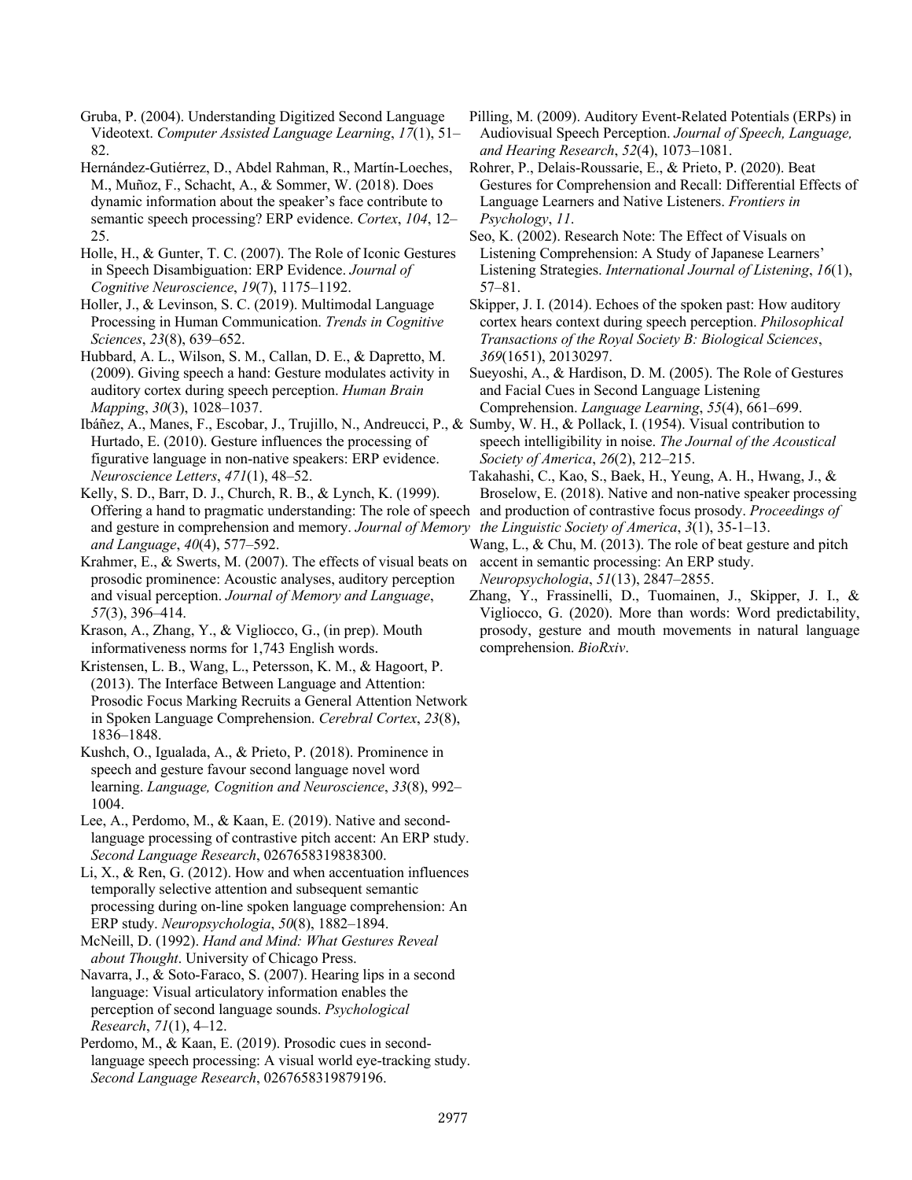Gruba, P. (2004). Understanding Digitized Second Language Videotext. *Computer Assisted Language Learning*, *17*(1), 51–82.

Hernández-Gutiérrez, D., Abdel Rahman, R., Martín-Loeches, M., Muñoz, F., Schacht, A., & Sommer, W. (2018). Does dynamic information about the speaker's face contribute to semantic speech processing? ERP evidence. *Cortex*, *104*, 12–25.

Holle, H., & Gunter, T. C. (2007). The Role of Iconic Gestures in Speech Disambiguation: ERP Evidence. *Journal of Cognitive Neuroscience*, *19*(7), 1175–1192.

Holler, J., & Levinson, S. C. (2019). Multimodal Language Processing in Human Communication. *Trends in Cognitive Sciences*, *23*(8), 639–652.

Hubbard, A. L., Wilson, S. M., Callan, D. E., & Dapretto, M. (2009). Giving speech a hand: Gesture modulates activity in auditory cortex during speech perception. *Human Brain Mapping*, *30*(3), 1028–1037.

Ibáñez, A., Manes, F., Escobar, J., Trujillo, N., Andreucci, P., & Hurtado, E. (2010). Gesture influences the processing of figurative language in non-native speakers: ERP evidence. *Neuroscience Letters*, *471*(1), 48–52.

Kelly, S. D., Barr, D. J., Church, R. B., & Lynch, K. (1999). Offering a hand to pragmatic understanding: The role of speech and gesture in comprehension and memory. *Journal of Memory and Language*, *40*(4), 577–592.

Krahmer, E., & Swerts, M. (2007). The effects of visual beats on prosodic prominence: Acoustic analyses, auditory perception and visual perception. *Journal of Memory and Language*, *57*(3), 396–414.

Krason, A., Zhang, Y., & Vigliocco, G., (in prep). Mouth informativeness norms for 1,743 English words.

Kristensen, L. B., Wang, L., Petersson, K. M., & Hagoort, P. (2013). The Interface Between Language and Attention: Prosodic Focus Marking Recruits a General Attention Network in Spoken Language Comprehension. *Cerebral Cortex*, *23*(8), 1836–1848.

Kushch, O., Igualada, A., & Prieto, P. (2018). Prominence in speech and gesture favour second language novel word learning. *Language, Cognition and Neuroscience*, *33*(8), 992–1004.

Lee, A., Perdomo, M., & Kaan, E. (2019). Native and second-language processing of contrastive pitch accent: An ERP study. *Second Language Research*, 0267658319838300.

Li, X., & Ren, G. (2012). How and when accentuation influences temporally selective attention and subsequent semantic processing during on-line spoken language comprehension: An ERP study. *Neuropsychologia*, *50*(8), 1882–1894.

McNeill, D. (1992). *Hand and Mind: What Gestures Reveal about Thought*. University of Chicago Press.

Navarra, J., & Soto-Faraco, S. (2007). Hearing lips in a second language: Visual articulatory information enables the perception of second language sounds. *Psychological Research*, *71*(1), 4–12.

Perdomo, M., & Kaan, E. (2019). Prosodic cues in second-language speech processing: A visual world eye-tracking study. *Second Language Research*, 0267658319879196.

Pilling, M. (2009). Auditory Event-Related Potentials (ERPs) in Audiovisual Speech Perception. *Journal of Speech, Language, and Hearing Research*, *52*(4), 1073–1081.

Rohrer, P., Delais-Roussarie, E., & Prieto, P. (2020). Beat Gestures for Comprehension and Recall: Differential Effects of Language Learners and Native Listeners. *Frontiers in Psychology*, *11*.

Seo, K. (2002). Research Note: The Effect of Visuals on Listening Comprehension: A Study of Japanese Learners' Listening Strategies. *International Journal of Listening*, *16*(1), 57–81.

Skipper, J. I. (2014). Echoes of the spoken past: How auditory cortex hears context during speech perception. *Philosophical Transactions of the Royal Society B: Biological Sciences*, *369*(1651), 20130297.

Sueyoshi, A., & Hardison, D. M. (2005). The Role of Gestures and Facial Cues in Second Language Listening Comprehension. *Language Learning*, *55*(4), 661–699.

Sumby, W. H., & Pollack, I. (1954). Visual contribution to speech intelligibility in noise. *The Journal of the Acoustical Society of America*, *26*(2), 212–215.

Takahashi, C., Kao, S., Baek, H., Yeung, A. H., Hwang, J., & Broselow, E. (2018). Native and non-native speaker processing and production of contrastive focus prosody. *Proceedings of the Linguistic Society of America*, *3*(1), 35-1–13.

Wang, L., & Chu, M. (2013). The role of beat gesture and pitch accent in semantic processing: An ERP study. *Neuropsychologia*, *51*(13), 2847–2855.

Zhang, Y., Frassinelli, D., Tuomainen, J., Skipper, J. I., & Vigliocco, G. (2020). More than words: Word predictability, prosody, gesture and mouth movements in natural language comprehension. *BioRxiv*.